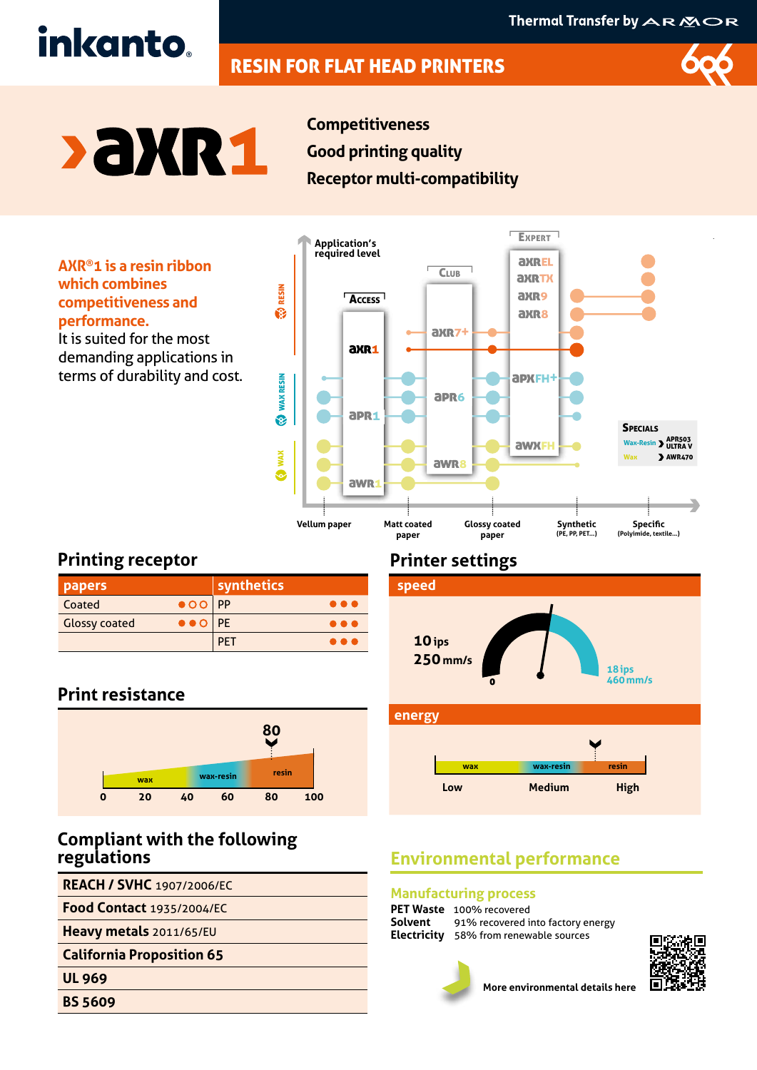# inkanto.

Thermal Transfer by ARMOR

## RESIN FOR FLAT HEAD PRINTERS

# › aXR1

**Competitiveness**
**Good printing quality**
**Receptor multi-compatibility**

**AXR®1 is a resin ribbon which combines competitiveness and performance.**
It is suited for the most demanding applications in terms of durability and cost.

Application's required level

RESIN / WAX RESIN / WAX

ACCESS: aXR1, aPR1, aWR1
CLUB: aXR7+, aPR6, aWR8
EXPERT: aXREL, aXRTX, aXR9, aXR8, aPXFH+, aWXFH

SPECIALS: Wax-Resin › APR503 ULTRA V; Wax › AWR470

Vellum paper | Matt coated paper | Glossy coated paper | Synthetic (PE, PP, PET...) | Specific (Polyimide, textile...)

## Printing receptor

| papers | | synthetics | |
|---|---|---|---|
| Coated | ●○○ | PP | ●●● |
| Glossy coated | ●●○ | PE | ●●● |
| | | PET | ●●● |

## Print resistance

80 (scale 0 – 20 – 40 – 60 – 80 – 100; wax, wax-resin, resin)

## Printer settings

### speed

10 ips
250 mm/s

0 – 18 ips / 460 mm/s

### energy

wax – wax-resin – resin

Low – Medium – High

## Compliant with the following regulations

| |
|---|
| **REACH / SVHC** 1907/2006/EC |
| **Food Contact** 1935/2004/EC |
| **Heavy metals** 2011/65/EU |
| **California Proposition 65** |
| **UL 969** |
| **BS 5609** |

## Environmental performance

### Manufacturing process

**PET Waste** 100% recovered
**Solvent** 91% recovered into factory energy
**Electricity** 58% from renewable sources

More environmental details here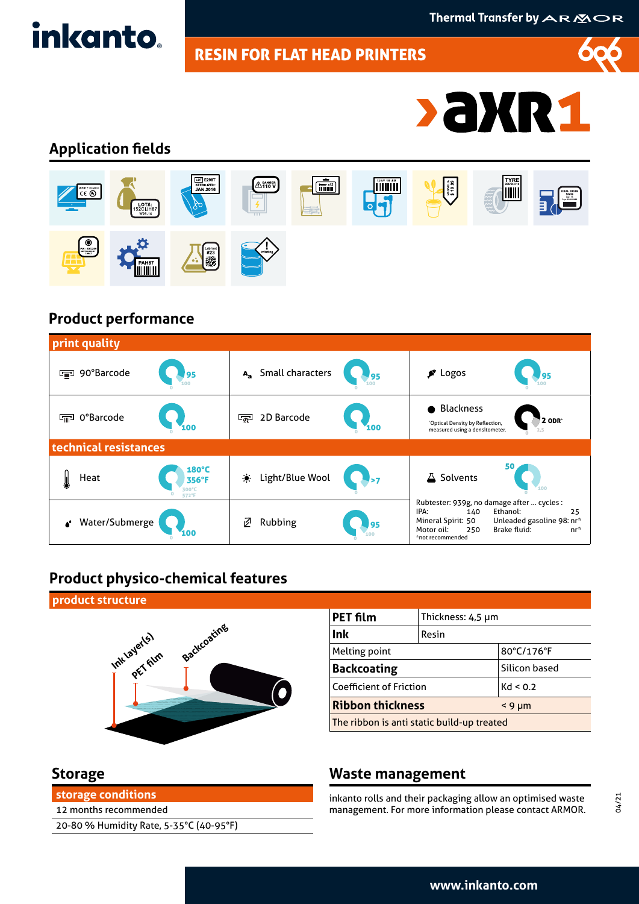inkanto

Thermal Transfer by ARMOR

# RESIN FOR FLAT HEAD PRINTERS

aXR1

## Application fields

## Product performance

### print quality

| | | |
|---|---|---|
| 90°Barcode 95 (100) | Small characters 95 (100) | Logos 95 (100) |
| 0°Barcode 100 | 2D Barcode 100 | Blackness 2 ODR* (2,5) — *Optical Density by Reflection, measured using a densitometer. |

### technical resistances

| | | |
|---|---|---|
| Heat 180°C 356°F (300°C 572°F) | Light/Blue Wool >7 | Solvents 50 (100) |
| Water/Submerge 100 | Rubbing 95 (100) | Rubtester: 939g, no damage after ... cycles : IPA: 140; Ethanol: 25; Mineral Spirit: 50; Unleaded gasoline 98: nr*; Motor oil: 250; Brake fluid: nr* — *not recommended |

## Product physico-chemical features

### product structure

Ink layer(s), PET film, Backcoating

| | | |
|---|---|---|
| **PET film** | Thickness: 4,5 µm | |
| **Ink** | Resin | |
| Melting point | | 80°C/176°F |
| **Backcoating** | | Silicon based |
| Coefficient of Friction | | Kd < 0.2 |
| **Ribbon thickness** | | < 9 µm |
| The ribbon is anti static build-up treated | | |

## Storage

### storage conditions

12 months recommended

20-80 % Humidity Rate, 5-35°C (40-95°F)

## Waste management

inkanto rolls and their packaging allow an optimised waste management. For more information please contact ARMOR.

04/21

www.inkanto.com